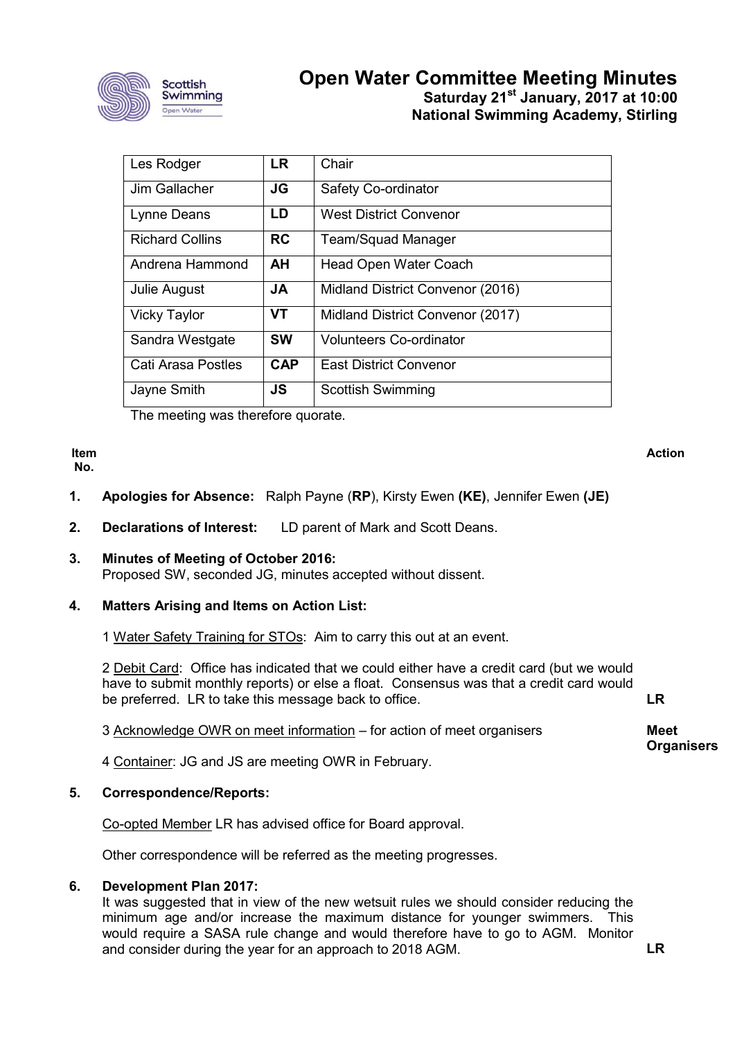# Open Water Committee Meeting Minutes

**Saturday 21st January, 2017 at 10:00**
**National Swimming Academy, Stirling**

| Les Rodger | **LR** | Chair |
|---|---|---|
| Jim Gallacher | **JG** | Safety Co-ordinator |
| Lynne Deans | **LD** | West District Convenor |
| Richard Collins | **RC** | Team/Squad Manager |
| Andrena Hammond | **AH** | Head Open Water Coach |
| Julie August | **JA** | Midland District Convenor (2016) |
| Vicky Taylor | **VT** | Midland District Convenor (2017) |
| Sandra Westgate | **SW** | Volunteers Co-ordinator |
| Cati Arasa Postles | **CAP** | East District Convenor |
| Jayne Smith | **JS** | Scottish Swimming |

The meeting was therefore quorate.

**Item No.** | **Action**

1. **Apologies for Absence:** Ralph Payne (**RP**), Kirsty Ewen **(KE)**, Jennifer Ewen **(JE)**

2. **Declarations of Interest:** LD parent of Mark and Scott Deans.

3. **Minutes of Meeting of October 2016:**
   Proposed SW, seconded JG, minutes accepted without dissent.

4. **Matters Arising and Items on Action List:**

   1 Water Safety Training for STOs: Aim to carry this out at an event.

   2 Debit Card: Office has indicated that we could either have a credit card (but we would have to submit monthly reports) or else a float. Consensus was that a credit card would be preferred. LR to take this message back to office. — **LR**

   3 Acknowledge OWR on meet information – for action of meet organisers — **Meet Organisers**

   4 Container: JG and JS are meeting OWR in February.

5. **Correspondence/Reports:**

   Co-opted Member LR has advised office for Board approval.

   Other correspondence will be referred as the meeting progresses.

6. **Development Plan 2017:**
   It was suggested that in view of the new wetsuit rules we should consider reducing the minimum age and/or increase the maximum distance for younger swimmers. This would require a SASA rule change and would therefore have to go to AGM. Monitor and consider during the year for an approach to 2018 AGM. — **LR**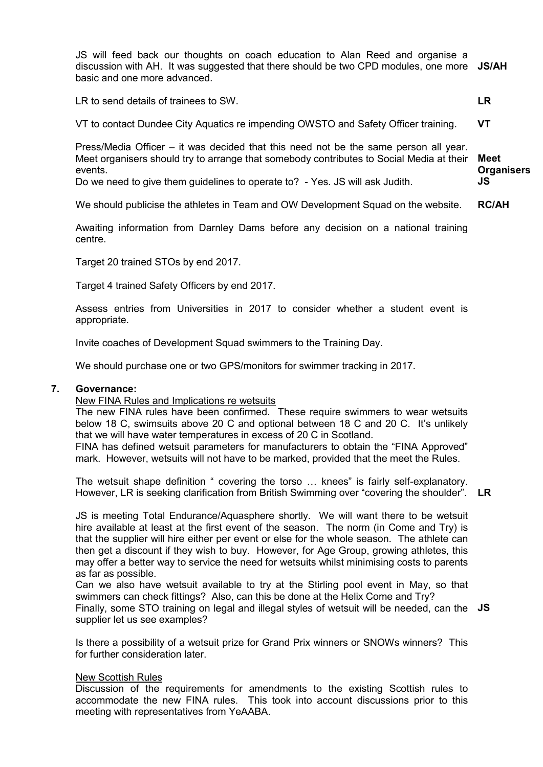JS will feed back our thoughts on coach education to Alan Reed and organise a discussion with AH. It was suggested that there should be two CPD modules, one more basic and one more advanced. **JS/AH**

LR to send details of trainees to SW. **LR**

VT to contact Dundee City Aquatics re impending OWSTO and Safety Officer training. **VT**

Press/Media Officer – it was decided that this need not be the same person all year. Meet organisers should try to arrange that somebody contributes to Social Media at their events. **Meet Organisers**
Do we need to give them guidelines to operate to? - Yes. JS will ask Judith. **JS**

We should publicise the athletes in Team and OW Development Squad on the website. **RC/AH**

Awaiting information from Darnley Dams before any decision on a national training centre.

Target 20 trained STOs by end 2017.

Target 4 trained Safety Officers by end 2017.

Assess entries from Universities in 2017 to consider whether a student event is appropriate.

Invite coaches of Development Squad swimmers to the Training Day.

We should purchase one or two GPS/monitors for swimmer tracking in 2017.

## 7. Governance:

New FINA Rules and Implications re wetsuits

The new FINA rules have been confirmed. These require swimmers to wear wetsuits below 18 C, swimsuits above 20 C and optional between 18 C and 20 C. It's unlikely that we will have water temperatures in excess of 20 C in Scotland.
FINA has defined wetsuit parameters for manufacturers to obtain the "FINA Approved" mark. However, wetsuits will not have to be marked, provided that the meet the Rules.

The wetsuit shape definition " covering the torso … knees" is fairly self-explanatory. However, LR is seeking clarification from British Swimming over "covering the shoulder". **LR**

JS is meeting Total Endurance/Aquasphere shortly. We will want there to be wetsuit hire available at least at the first event of the season. The norm (in Come and Try) is that the supplier will hire either per event or else for the whole season. The athlete can then get a discount if they wish to buy. However, for Age Group, growing athletes, this may offer a better way to service the need for wetsuits whilst minimising costs to parents as far as possible.
Can we also have wetsuit available to try at the Stirling pool event in May, so that swimmers can check fittings? Also, can this be done at the Helix Come and Try?
Finally, some STO training on legal and illegal styles of wetsuit will be needed, can the supplier let us see examples? **JS**

Is there a possibility of a wetsuit prize for Grand Prix winners or SNOWs winners? This for further consideration later.

New Scottish Rules

Discussion of the requirements for amendments to the existing Scottish rules to accommodate the new FINA rules. This took into account discussions prior to this meeting with representatives from YeAABA.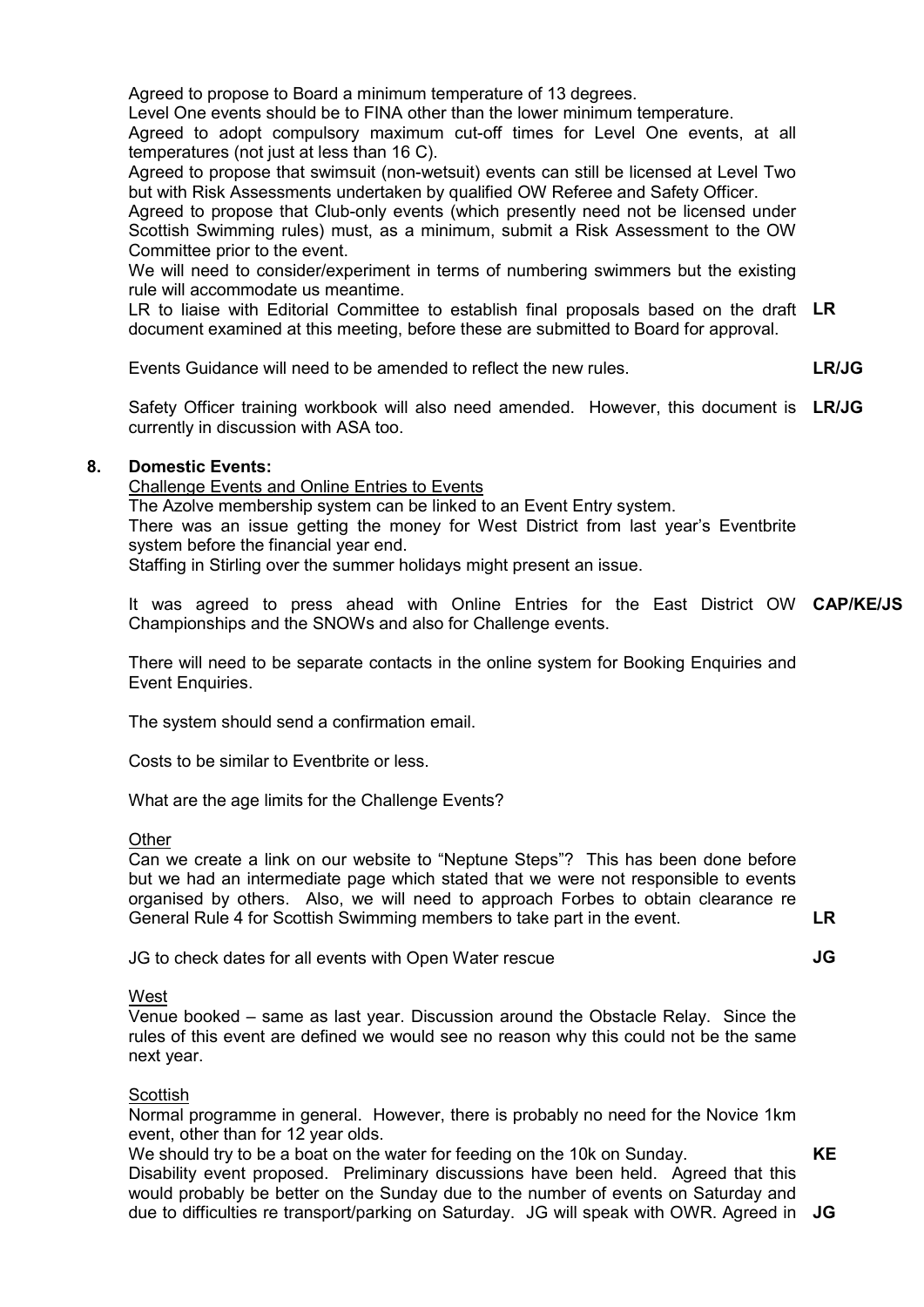Agreed to propose to Board a minimum temperature of 13 degrees.
Level One events should be to FINA other than the lower minimum temperature.
Agreed to adopt compulsory maximum cut-off times for Level One events, at all temperatures (not just at less than 16 C).
Agreed to propose that swimsuit (non-wetsuit) events can still be licensed at Level Two but with Risk Assessments undertaken by qualified OW Referee and Safety Officer.
Agreed to propose that Club-only events (which presently need not be licensed under Scottish Swimming rules) must, as a minimum, submit a Risk Assessment to the OW Committee prior to the event.
We will need to consider/experiment in terms of numbering swimmers but the existing rule will accommodate us meantime.
LR to liaise with Editorial Committee to establish final proposals based on the draft document examined at this meeting, before these are submitted to Board for approval. **LR**

Events Guidance will need to be amended to reflect the new rules. **LR/JG**

Safety Officer training workbook will also need amended. However, this document is currently in discussion with ASA too. **LR/JG**

## 8. Domestic Events:

Challenge Events and Online Entries to Events

The Azolve membership system can be linked to an Event Entry system.
There was an issue getting the money for West District from last year's Eventbrite system before the financial year end.
Staffing in Stirling over the summer holidays might present an issue.

It was agreed to press ahead with Online Entries for the East District OW Championships and the SNOWs and also for Challenge events. **CAP/KE/JS**

There will need to be separate contacts in the online system for Booking Enquiries and Event Enquiries.

The system should send a confirmation email.

Costs to be similar to Eventbrite or less.

What are the age limits for the Challenge Events?

Other

Can we create a link on our website to "Neptune Steps"? This has been done before but we had an intermediate page which stated that we were not responsible to events organised by others. Also, we will need to approach Forbes to obtain clearance re General Rule 4 for Scottish Swimming members to take part in the event. **LR**

JG to check dates for all events with Open Water rescue **JG**

West

Venue booked – same as last year. Discussion around the Obstacle Relay. Since the rules of this event are defined we would see no reason why this could not be the same next year.

Scottish

Normal programme in general. However, there is probably no need for the Novice 1km event, other than for 12 year olds.
We should try to be a boat on the water for feeding on the 10k on Sunday. **KE**
Disability event proposed. Preliminary discussions have been held. Agreed that this would probably be better on the Sunday due to the number of events on Saturday and due to difficulties re transport/parking on Saturday. JG will speak with OWR. Agreed in **JG**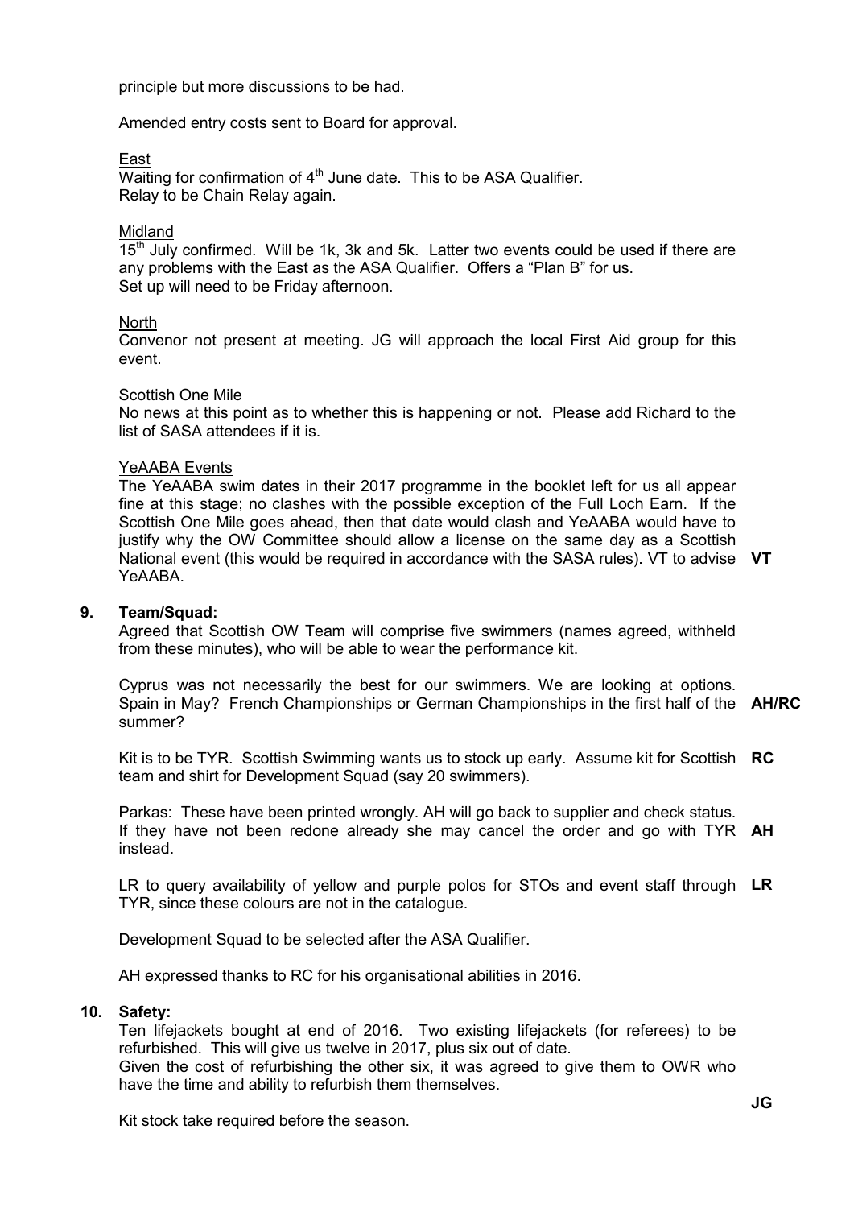principle but more discussions to be had.

Amended entry costs sent to Board for approval.

East

Waiting for confirmation of 4th June date. This to be ASA Qualifier.
Relay to be Chain Relay again.

Midland

15th July confirmed. Will be 1k, 3k and 5k. Latter two events could be used if there are any problems with the East as the ASA Qualifier. Offers a "Plan B" for us.
Set up will need to be Friday afternoon.

North

Convenor not present at meeting. JG will approach the local First Aid group for this event.

Scottish One Mile

No news at this point as to whether this is happening or not. Please add Richard to the list of SASA attendees if it is.

YeAABA Events

The YeAABA swim dates in their 2017 programme in the booklet left for us all appear fine at this stage; no clashes with the possible exception of the Full Loch Earn. If the Scottish One Mile goes ahead, then that date would clash and YeAABA would have to justify why the OW Committee should allow a license on the same day as a Scottish National event (this would be required in accordance with the SASA rules). VT to advise YeAABA. **VT**

**9. Team/Squad:**

Agreed that Scottish OW Team will comprise five swimmers (names agreed, withheld from these minutes), who will be able to wear the performance kit.

Cyprus was not necessarily the best for our swimmers. We are looking at options. Spain in May? French Championships or German Championships in the first half of the summer? **AH/RC**

Kit is to be TYR. Scottish Swimming wants us to stock up early. Assume kit for Scottish team and shirt for Development Squad (say 20 swimmers). **RC**

Parkas: These have been printed wrongly. AH will go back to supplier and check status. If they have not been redone already she may cancel the order and go with TYR instead. **AH**

LR to query availability of yellow and purple polos for STOs and event staff through TYR, since these colours are not in the catalogue. **LR**

Development Squad to be selected after the ASA Qualifier.

AH expressed thanks to RC for his organisational abilities in 2016.

**10. Safety:**

Ten lifejackets bought at end of 2016. Two existing lifejackets (for referees) to be refurbished. This will give us twelve in 2017, plus six out of date.
Given the cost of refurbishing the other six, it was agreed to give them to OWR who have the time and ability to refurbish them themselves.

**JG**

Kit stock take required before the season.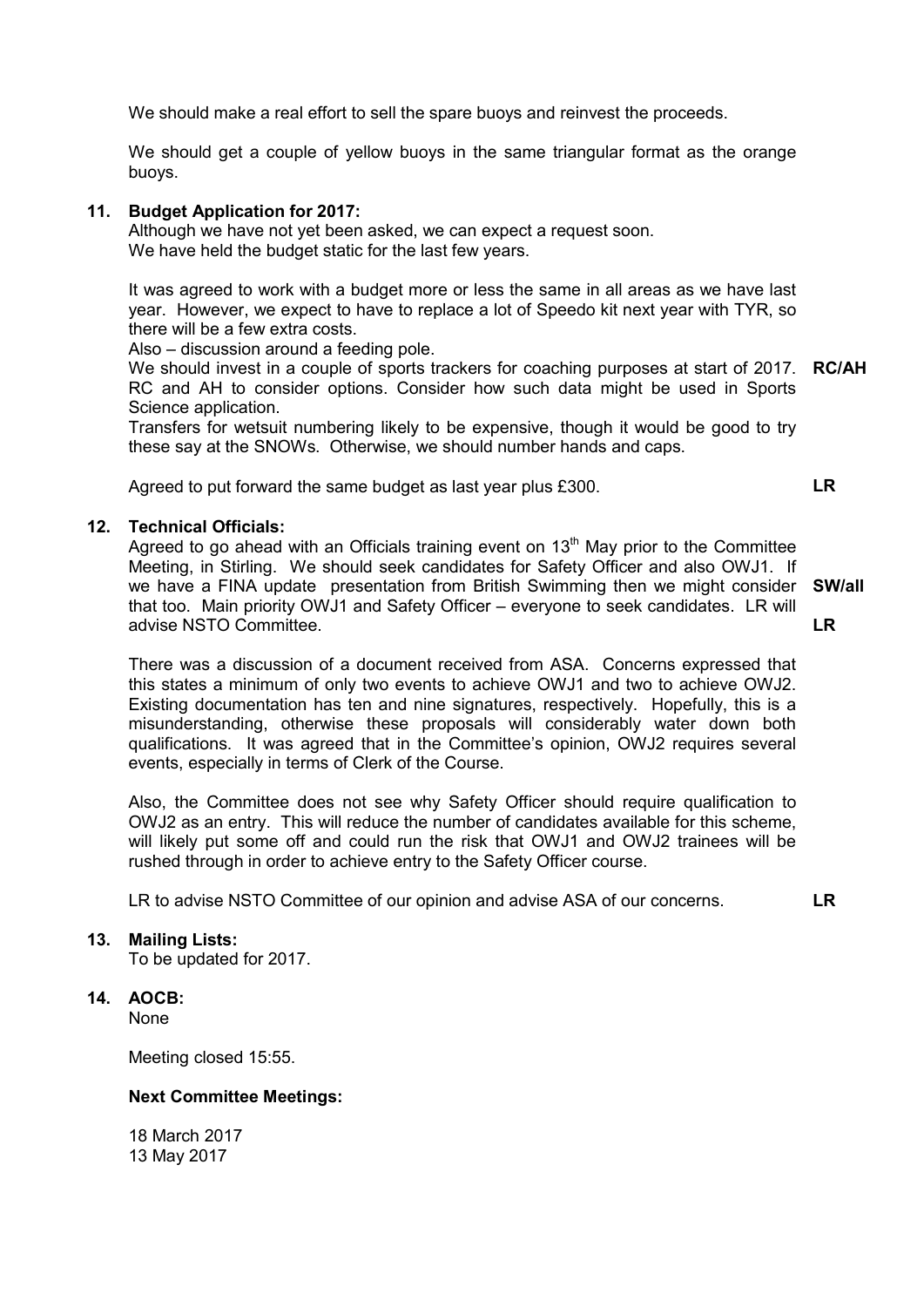We should make a real effort to sell the spare buoys and reinvest the proceeds.

We should get a couple of yellow buoys in the same triangular format as the orange buoys.

**11. Budget Application for 2017:**

Although we have not yet been asked, we can expect a request soon.
We have held the budget static for the last few years.

It was agreed to work with a budget more or less the same in all areas as we have last year. However, we expect to have to replace a lot of Speedo kit next year with TYR, so there will be a few extra costs.
Also – discussion around a feeding pole.
We should invest in a couple of sports trackers for coaching purposes at start of 2017. RC and AH to consider options. Consider how such data might be used in Sports Science application. **RC/AH**
Transfers for wetsuit numbering likely to be expensive, though it would be good to try these say at the SNOWs. Otherwise, we should number hands and caps.

Agreed to put forward the same budget as last year plus £300. **LR**

**12. Technical Officials:**

Agreed to go ahead with an Officials training event on 13th May prior to the Committee Meeting, in Stirling. We should seek candidates for Safety Officer and also OWJ1. If we have a FINA update presentation from British Swimming then we might consider that too. Main priority OWJ1 and Safety Officer – everyone to seek candidates. LR will advise NSTO Committee. **SW/all** **LR**

There was a discussion of a document received from ASA. Concerns expressed that this states a minimum of only two events to achieve OWJ1 and two to achieve OWJ2. Existing documentation has ten and nine signatures, respectively. Hopefully, this is a misunderstanding, otherwise these proposals will considerably water down both qualifications. It was agreed that in the Committee's opinion, OWJ2 requires several events, especially in terms of Clerk of the Course.

Also, the Committee does not see why Safety Officer should require qualification to OWJ2 as an entry. This will reduce the number of candidates available for this scheme, will likely put some off and could run the risk that OWJ1 and OWJ2 trainees will be rushed through in order to achieve entry to the Safety Officer course.

LR to advise NSTO Committee of our opinion and advise ASA of our concerns. **LR**

**13. Mailing Lists:**

To be updated for 2017.

**14. AOCB:**

None

Meeting closed 15:55.

**Next Committee Meetings:**

18 March 2017
13 May 2017